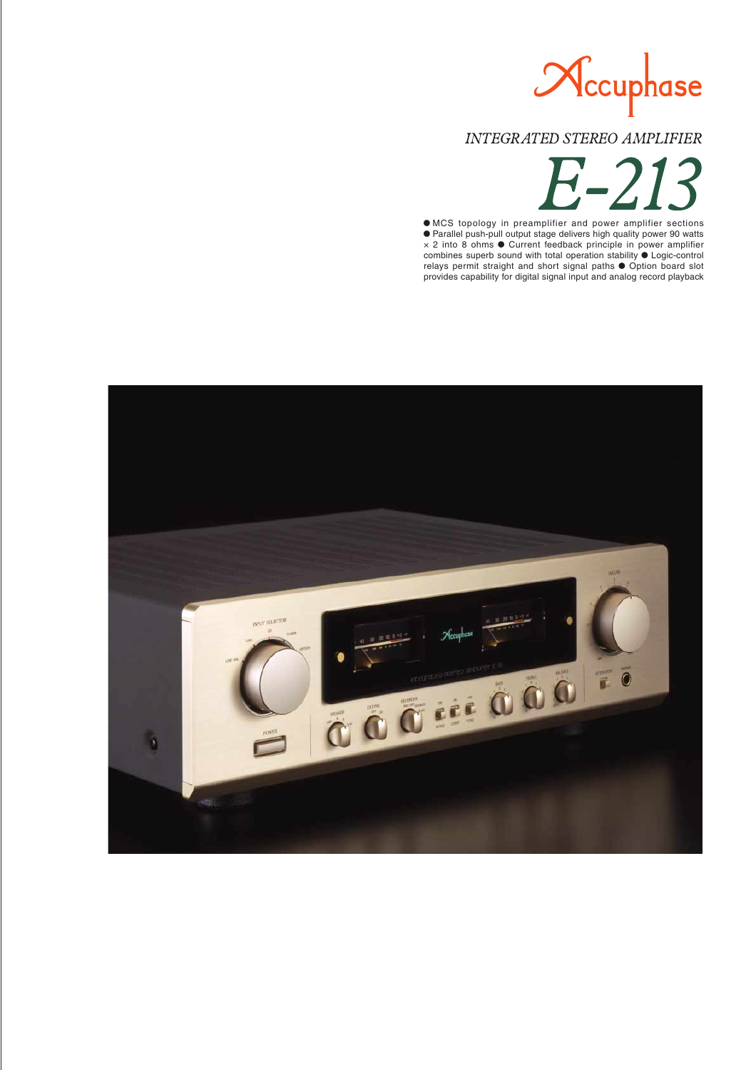Accuphase

*INTEGRATED STEREO AMPLIFIER*

# *E-213*

● MCS topology in preamplifier and power amplifier sections ● Parallel push-pull output stage delivers high quality power 90 watts × 2 into 8 ohms ● Current feedback principle in power amplifier combines superb sound with total operation stability ● Logic-control relays permit straight and short signal paths ● Option board slot provides capability for digital signal input and analog record playback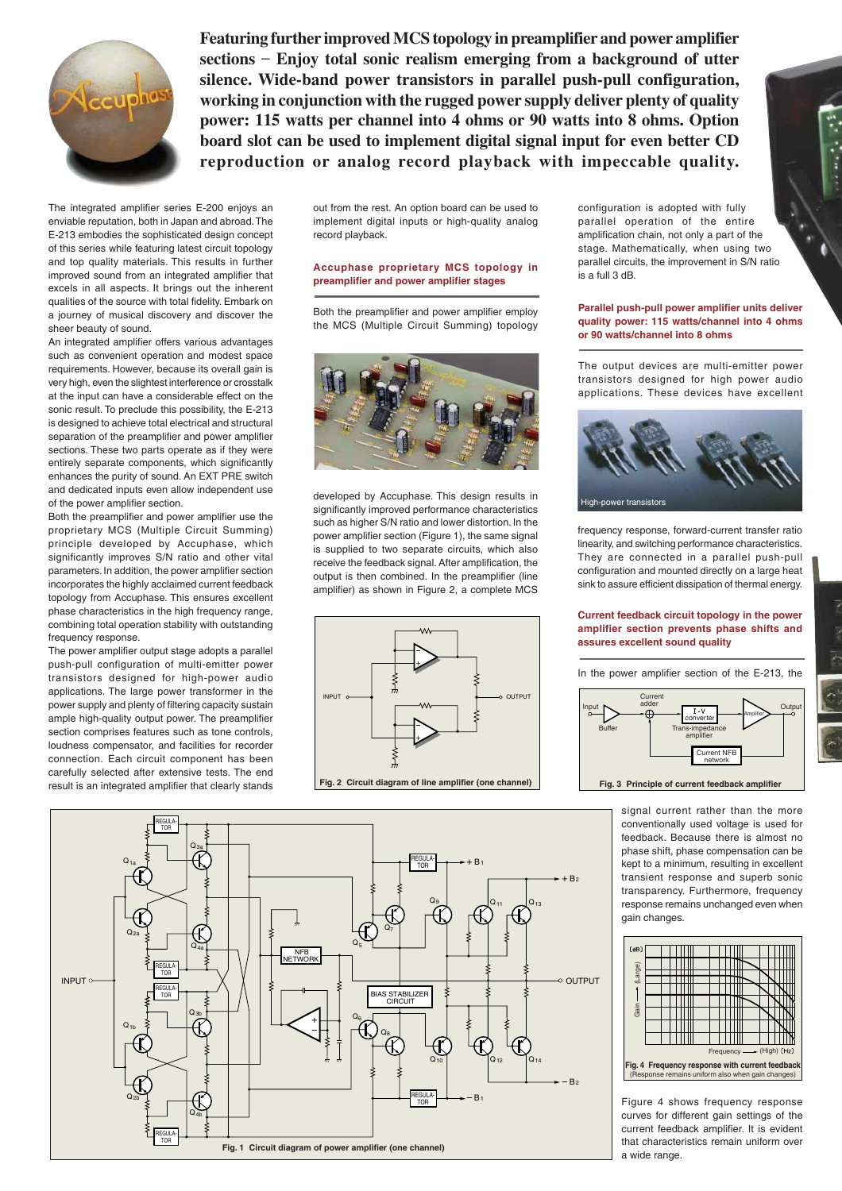**Featuring further improved MCS topology in preamplifier and power amplifier sections − Enjoy total sonic realism emerging from a background of utter silence. Wide-band power transistors in parallel push-pull configuration, working in conjunction with the rugged power supply deliver plenty of quality power: 115 watts per channel into 4 ohms or 90 watts into 8 ohms. Option board slot can be used to implement digital signal input for even better CD reproduction or analog record playback with impeccable quality.**

The integrated amplifier series E-200 enjoys an enviable reputation, both in Japan and abroad. The E-213 embodies the sophisticated design concept of this series while featuring latest circuit topology and top quality materials. This results in further improved sound from an integrated amplifier that excels in all aspects. It brings out the inherent qualities of the source with total fidelity. Embark on a journey of musical discovery and discover the sheer beauty of sound.

An integrated amplifier offers various advantages such as convenient operation and modest space requirements. However, because its overall gain is very high, even the slightest interference or crosstalk at the input can have a considerable effect on the sonic result. To preclude this possibility, the E-213 is designed to achieve total electrical and structural separation of the preamplifier and power amplifier sections. These two parts operate as if they were entirely separate components, which significantly enhances the purity of sound. An EXT PRE switch and dedicated inputs even allow independent use of the power amplifier section.

Both the preamplifier and power amplifier use the proprietary MCS (Multiple Circuit Summing) principle developed by Accuphase, which significantly improves S/N ratio and other vital parameters. In addition, the power amplifier section incorporates the highly acclaimed current feedback topology from Accuphase. This ensures excellent phase characteristics in the high frequency range, combining total operation stability with outstanding frequency response.

The power amplifier output stage adopts a parallel push-pull configuration of multi-emitter power transistors designed for high-power audio applications. The large power transformer in the power supply and plenty of filtering capacity sustain ample high-quality output power. The preamplifier section comprises features such as tone controls, loudness compensator, and facilities for recorder connection. Each circuit component has been carefully selected after extensive tests. The end result is an integrated amplifier that clearly stands out from the rest. An option board can be used to implement digital inputs or high-quality analog record playback.

## Accuphase proprietary MCS topology in preamplifier and power amplifier stages

Both the preamplifier and power amplifier employ the MCS (Multiple Circuit Summing) topology developed by Accuphase. This design results in significantly improved performance characteristics such as higher S/N ratio and lower distortion. In the power amplifier section (Figure 1), the same signal is supplied to two separate circuits, which also receive the feedback signal. After amplification, the output is then combined. In the preamplifier (line amplifier) as shown in Figure 2, a complete MCS configuration is adopted with fully parallel operation of the entire amplification chain, not only a part of the stage. Mathematically, when using two parallel circuits, the improvement in S/N ratio is a full 3 dB.

**Fig. 2 Circuit diagram of line amplifier (one channel)**

## Parallel push-pull power amplifier units deliver quality power: 115 watts/channel into 4 ohms or 90 watts/channel into 8 ohms

The output devices are multi-emitter power transistors designed for high power audio applications. These devices have excellent frequency response, forward-current transfer ratio linearity, and switching performance characteristics. They are connected in a parallel push-pull configuration and mounted directly on a large heat sink to assure efficient dissipation of thermal energy.

High-power transistors

## Current feedback circuit topology in the power amplifier section prevents phase shifts and assures excellent sound quality

In the power amplifier section of the E-213, the signal current rather than the more conventionally used voltage is used for feedback. Because there is almost no phase shift, phase compensation can be kept to a minimum, resulting in excellent transient response and superb sonic transparency. Furthermore, frequency response remains unchanged even when gain changes.

**Fig. 3 Principle of current feedback amplifier**

**Fig. 4 Frequency response with current feedback**
(Response remains uniform also when gain changes)

Figure 4 shows frequency response curves for different gain settings of the current feedback amplifier. It is evident that characteristics remain uniform over a wide range.

**Fig. 1 Circuit diagram of power amplifier (one channel)**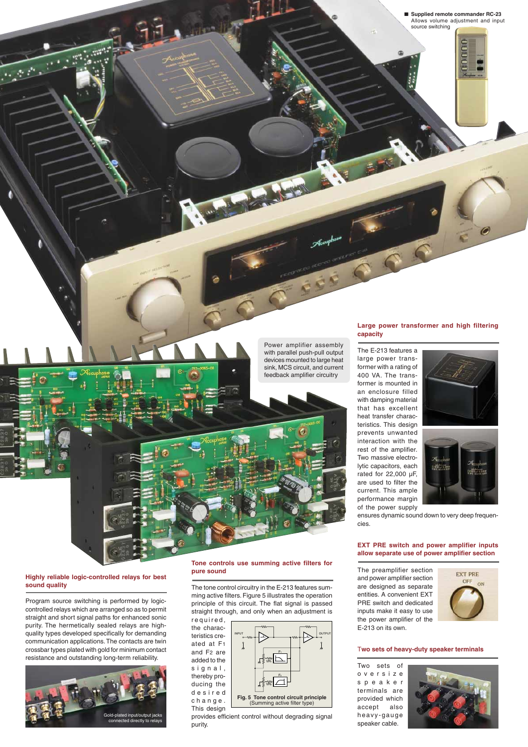■ **Supplied remote commander RC-23**
Allows volume adjustment and input source switching

Power amplifier assembly with parallel push-pull output devices mounted to large heat sink, MCS circuit, and current feedback amplifier circuitry

## Large power transformer and high filtering capacity

The E-213 features a large power transformer with a rating of 400 VA. The transformer is mounted in an enclosure filled with damping material that has excellent heat transfer characteristics. This design prevents unwanted interaction with the rest of the amplifier. Two massive electrolytic capacitors, each rated for 22,000 µF, are used to filter the current. This ample performance margin of the power supply ensures dynamic sound down to very deep frequencies.

## EXT PRE switch and power amplifier inputs allow separate use of power amplifier section

The preamplifier section and power amplifier section are designed as separate entities. A convenient EXT PRE switch and dedicated inputs make it easy to use the power amplifier of the E-213 on its own.

## Two sets of heavy-duty speaker terminals

Two sets of oversize speaker terminals are provided which accept also heavy-gauge speaker cable.

## Highly reliable logic-controlled relays for best sound quality

Program source switching is performed by logic-controlled relays which are arranged so as to permit straight and short signal paths for enhanced sonic purity. The hermetically sealed relays are high-quality types developed specifically for demanding communication applications. The contacts are twin crossbar types plated with gold for minimum contact resistance and outstanding long-term reliability.

Gold-plated input/output jacks connected directly to relays

## Tone controls use summing active filters for pure sound

The tone control circuitry in the E-213 features summing active filters. Figure 5 illustrates the operation principle of this circuit. The flat signal is passed straight through, and only when an adjustment is required, the characteristics created at F1 and F2 are added to the signal, thereby producing the desired change. This design provides efficient control without degrading signal purity.

**Fig. 5 Tone control circuit principle** (Summing active filter type)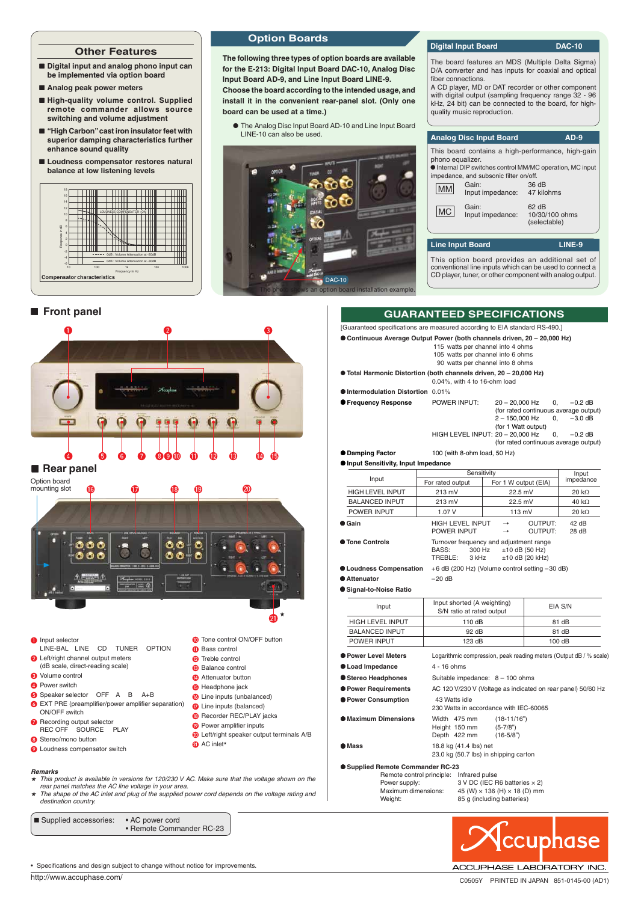## Other Features

- Digital input and analog phono input can be implemented via option board
- Analog peak power meters
- High-quality volume control. Supplied remote commander allows source switching and volume adjustment
- "High Carbon" cast iron insulator feet with superior damping characteristics further enhance sound quality
- Loudness compensator restores natural balance at low listening levels

18
16
14
12
10
8
6
4
2
0
-2
-4
-6
-8
Response in dB
LOUDNESS COMPENSATOR : ON
0dB : Volume Attenuation at -20dB
0dB : Volume Attenuation at -30dB
10
100
1k
10k
100k
Frequency in Hz

Compensator characteristics

## Option Boards

**The following three types of option boards are available for the E-213: Digital Input Board DAC-10, Analog Disc Input Board AD-9, and Line Input Board LINE-9. Choose the board according to the intended usage, and install it in the convenient rear-panel slot. (Only one board can be used at a time.)**

- The Analog Disc Input Board AD-10 and Line Input Board LINE-10 can also be used.

DAC-10

The photo shows an option board installation example.

### Digital Input Board — DAC-10

The board features an MDS (Multiple Delta Sigma) D/A converter and has inputs for coaxial and optical fiber connections.
A CD player, MD or DAT recorder or other component with digital output (sampling frequency range 32 - 96 kHz, 24 bit) can be connected to the board, for high-quality music reproduction.

### Analog Disc Input Board — AD-9

This board contains a high-performance, high-gain phono equalizer.
- Internal DIP switches control MM/MC operation, MC input impedance, and subsonic filter on/off.

| | | |
|---|---|---|
| MM | Gain: | 36 dB |
| | Input impedance: | 47 kilohms |
| MC | Gain: | 62 dB |
| | Input impedance: | 10/30/100 ohms (selectable) |

### Line Input Board — LINE-9

This option board provides an additional set of conventional line inputs which can be used to connect a CD player, tuner, or other component with analog output.

## Front panel

## Rear panel

Option board mounting slot

1. Input selector
   LINE-BAL LINE CD TUNER OPTION
2. Left/right channel output meters (dB scale, direct-reading scale)
3. Volume control
4. Power switch
5. Speaker selector OFF A B A+B
6. EXT PRE (preamplifier/power amplifier separation) ON/OFF switch
7. Recording output selector
   REC OFF SOURCE PLAY
8. Stereo/mono button
9. Loudness compensator switch
10. Tone control ON/OFF button
11. Bass control
12. Treble control
13. Balance control
14. Attenuator button
15. Headphone jack
16. Line inputs (unbalanced)
17. Line inputs (balanced)
18. Recorder REC/PLAY jacks
19. Power amplifier inputs
20. Left/right speaker output terminals A/B
21. AC inlet*

***Remarks***
- ★ *This product is available in versions for 120/230 V AC. Make sure that the voltage shown on the rear panel matches the AC line voltage in your area.*
- ★ *The shape of the AC inlet and plug of the supplied power cord depends on the voltage rating and destination country.*

■ Supplied accessories: • AC power cord • Remote Commander RC-23

## GUARANTEED SPECIFICATIONS

[Guaranteed specifications are measured according to EIA standard RS-490.]

- **Continuous Average Output Power (both channels driven, 20 – 20,000 Hz)**
  115 watts per channel into 4 ohms
  105 watts per channel into 6 ohms
  90 watts per channel into 8 ohms
- **Total Harmonic Distortion (both channels driven, 20 – 20,000 Hz)**
  0.04%, with 4 to 16-ohm load
- **Intermodulation Distortion** 0.01%
- **Frequency Response**
  POWER INPUT: 20 – 20,000 Hz 0, –0.2 dB (for rated continuous average output)
  2 – 150,000 Hz 0, –3.0 dB (for 1 Watt output)
  HIGH LEVEL INPUT: 20 – 20,000 Hz 0, –0.2 dB (for rated continuous average output)
- **Damping Factor** 100 (with 8-ohm load, 50 Hz)
- **Input Sensitivity, Input Impedance**

| Input | Sensitivity: For rated output | Sensitivity: For 1 W output (EIA) | Input impedance |
|---|---|---|---|
| HIGH LEVEL INPUT | 213 mV | 22.5 mV | 20 kΩ |
| BALANCED INPUT | 213 mV | 22.5 mV | 40 kΩ |
| POWER INPUT | 1.07 V | 113 mV | 20 kΩ |

- **Gain**
  HIGH LEVEL INPUT → OUTPUT: 42 dB
  POWER INPUT → OUTPUT: 28 dB
- **Tone Controls**
  Turnover frequency and adjustment range
  BASS: 300 Hz ±10 dB (50 Hz)
  TREBLE: 3 kHz ±10 dB (20 kHz)
- **Loudness Compensation** +6 dB (200 Hz) (Volume control setting –30 dB)
- **Attenuator** –20 dB
- **Signal-to-Noise Ratio**

| Input | Input shorted (A weighting) S/N ratio at rated output | EIA S/N |
|---|---|---|
| HIGH LEVEL INPUT | 110 dB | 81 dB |
| BALANCED INPUT | 92 dB | 81 dB |
| POWER INPUT | 123 dB | 100 dB |

- **Power Level Meters** Logarithmic compression, peak reading meters (Output dB / % scale)
- **Load Impedance** 4 - 16 ohms
- **Stereo Headphones** Suitable impedance: 8 – 100 ohms
- **Power Requirements** AC 120 V/230 V (Voltage as indicated on rear panel) 50/60 Hz
- **Power Consumption** 43 Watts idle
  230 Watts in accordance with IEC-60065
- **Maximum Dimensions**
  Width 475 mm (18-11/16")
  Height 150 mm (5-7/8")
  Depth 422 mm (16-5/8")
- **Mass** 18.8 kg (41.4 lbs) net
  23.0 kg (50.7 lbs) in shipping carton
- **Supplied Remote Commander RC-23**
  Remote control principle: Infrared pulse
  Power supply: 3 V DC (IEC R6 batteries × 2)
  Maximum dimensions: 45 (W) × 136 (H) × 18 (D) mm
  Weight: 85 g (including batteries)

Accuphase
ACCUPHASE LABORATORY INC.

• Specifications and design subject to change without notice for improvements.

http://www.accuphase.com/

C0505Y PRINTED IN JAPAN 851-0145-00 (AD1)